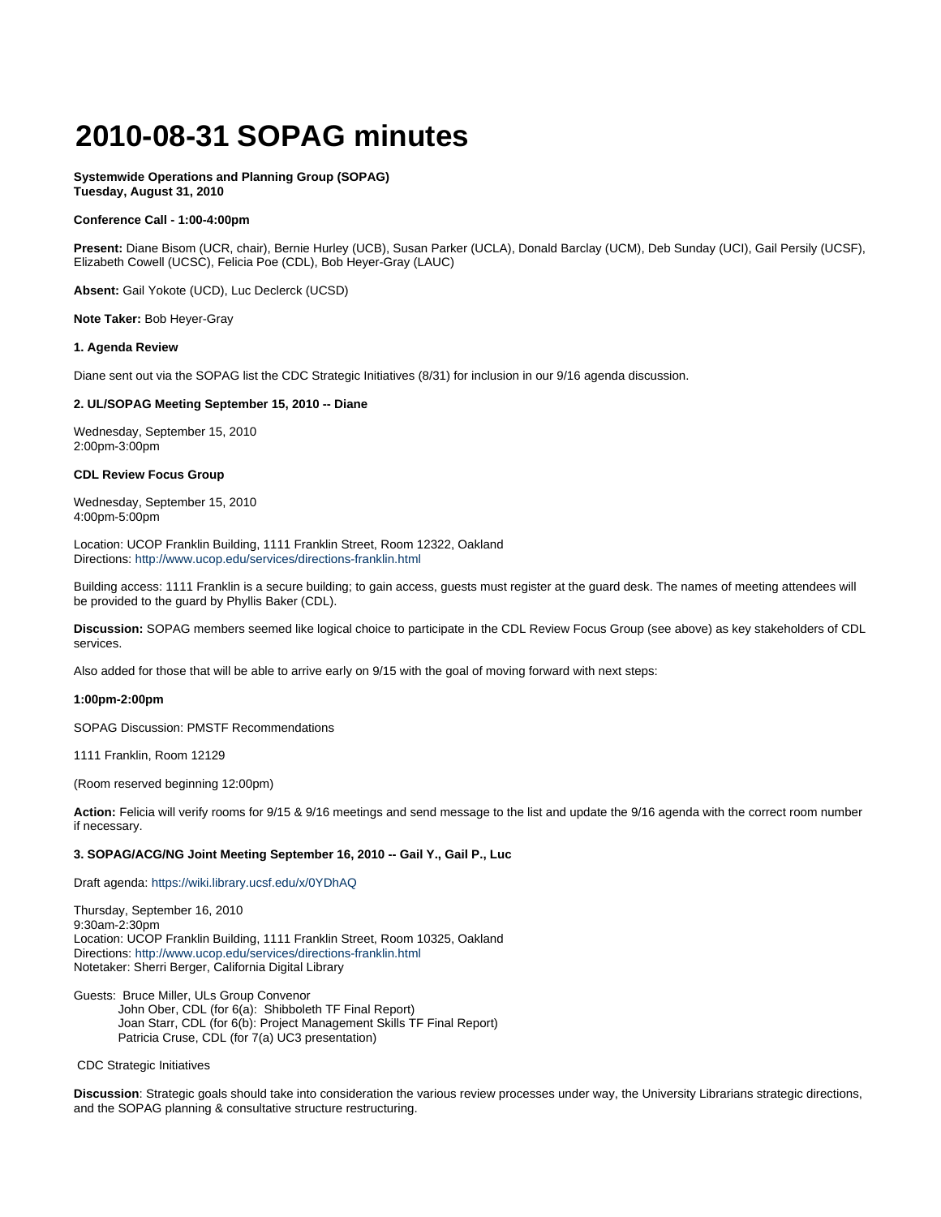# 2010-08-31 SOPAG minutes

**Systemwide Operations and Planning Group (SOPAG)**
**Tuesday, August 31, 2010**

**Conference Call - 1:00-4:00pm**

**Present:** Diane Bisom (UCR, chair), Bernie Hurley (UCB), Susan Parker (UCLA), Donald Barclay (UCM), Deb Sunday (UCI), Gail Persily (UCSF), Elizabeth Cowell (UCSC), Felicia Poe (CDL), Bob Heyer-Gray (LAUC)

**Absent:** Gail Yokote (UCD), Luc Declerck (UCSD)

**Note Taker:** Bob Heyer-Gray

**1. Agenda Review**

Diane sent out via the SOPAG list the CDC Strategic Initiatives (8/31) for inclusion in our 9/16 agenda discussion.

**2. UL/SOPAG Meeting September 15, 2010 -- Diane**

Wednesday, September 15, 2010
2:00pm-3:00pm

**CDL Review Focus Group**

Wednesday, September 15, 2010
4:00pm-5:00pm

Location: UCOP Franklin Building, 1111 Franklin Street, Room 12322, Oakland
Directions: http://www.ucop.edu/services/directions-franklin.html

Building access: 1111 Franklin is a secure building; to gain access, guests must register at the guard desk. The names of meeting attendees will be provided to the guard by Phyllis Baker (CDL).

**Discussion:** SOPAG members seemed like logical choice to participate in the CDL Review Focus Group (see above) as key stakeholders of CDL services.

Also added for those that will be able to arrive early on 9/15 with the goal of moving forward with next steps:

**1:00pm-2:00pm**

SOPAG Discussion: PMSTF Recommendations

1111 Franklin, Room 12129

(Room reserved beginning 12:00pm)

**Action:** Felicia will verify rooms for 9/15 & 9/16 meetings and send message to the list and update the 9/16 agenda with the correct room number if necessary.

**3. SOPAG/ACG/NG Joint Meeting September 16, 2010 -- Gail Y., Gail P., Luc**

Draft agenda: https://wiki.library.ucsf.edu/x/0YDhAQ

Thursday, September 16, 2010
9:30am-2:30pm
Location: UCOP Franklin Building, 1111 Franklin Street, Room 10325, Oakland
Directions: http://www.ucop.edu/services/directions-franklin.html
Notetaker: Sherri Berger, California Digital Library

Guests: Bruce Miller, ULs Group Convenor
John Ober, CDL (for 6(a): Shibboleth TF Final Report)
Joan Starr, CDL (for 6(b): Project Management Skills TF Final Report)
Patricia Cruse, CDL (for 7(a) UC3 presentation)

CDC Strategic Initiatives

**Discussion**: Strategic goals should take into consideration the various review processes under way, the University Librarians strategic directions, and the SOPAG planning & consultative structure restructuring.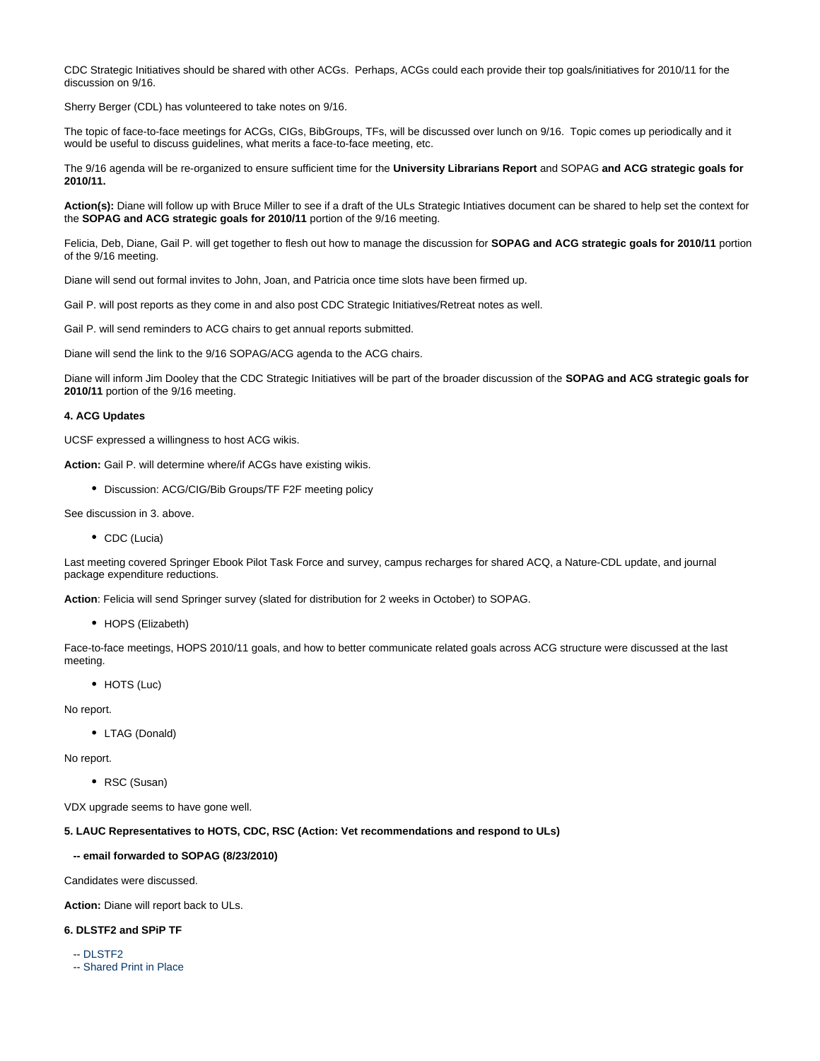CDC Strategic Initiatives should be shared with other ACGs.  Perhaps, ACGs could each provide their top goals/initiatives for 2010/11 for the discussion on 9/16.

Sherry Berger (CDL) has volunteered to take notes on 9/16.

The topic of face-to-face meetings for ACGs, CIGs, BibGroups, TFs, will be discussed over lunch on 9/16.  Topic comes up periodically and it would be useful to discuss guidelines, what merits a face-to-face meeting, etc.

The 9/16 agenda will be re-organized to ensure sufficient time for the **University Librarians Report** and SOPAG **and ACG strategic goals for 2010/11.**

**Action(s):** Diane will follow up with Bruce Miller to see if a draft of the ULs Strategic Intiatives document can be shared to help set the context for the **SOPAG and ACG strategic goals for 2010/11** portion of the 9/16 meeting.

Felicia, Deb, Diane, Gail P. will get together to flesh out how to manage the discussion for **SOPAG and ACG strategic goals for 2010/11** portion of the 9/16 meeting.

Diane will send out formal invites to John, Joan, and Patricia once time slots have been firmed up.

Gail P. will post reports as they come in and also post CDC Strategic Initiatives/Retreat notes as well.

Gail P. will send reminders to ACG chairs to get annual reports submitted.

Diane will send the link to the 9/16 SOPAG/ACG agenda to the ACG chairs.

Diane will inform Jim Dooley that the CDC Strategic Initiatives will be part of the broader discussion of the **SOPAG and ACG strategic goals for 2010/11** portion of the 9/16 meeting.

**4. ACG Updates**

UCSF expressed a willingness to host ACG wikis.

**Action:** Gail P. will determine where/if ACGs have existing wikis.

- Discussion: ACG/CIG/Bib Groups/TF F2F meeting policy

See discussion in 3. above.

- CDC (Lucia)

Last meeting covered Springer Ebook Pilot Task Force and survey, campus recharges for shared ACQ, a Nature-CDL update, and journal package expenditure reductions.

**Action**: Felicia will send Springer survey (slated for distribution for 2 weeks in October) to SOPAG.

- HOPS (Elizabeth)

Face-to-face meetings, HOPS 2010/11 goals, and how to better communicate related goals across ACG structure were discussed at the last meeting.

- HOTS (Luc)

No report.

- LTAG (Donald)

No report.

- RSC (Susan)

VDX upgrade seems to have gone well.

**5. LAUC Representatives to HOTS, CDC, RSC (Action: Vet recommendations and respond to ULs)**

**-- email forwarded to SOPAG (8/23/2010)**

Candidates were discussed.

**Action:** Diane will report back to ULs.

**6. DLSTF2 and SPiP TF**

-- DLSTF2
-- Shared Print in Place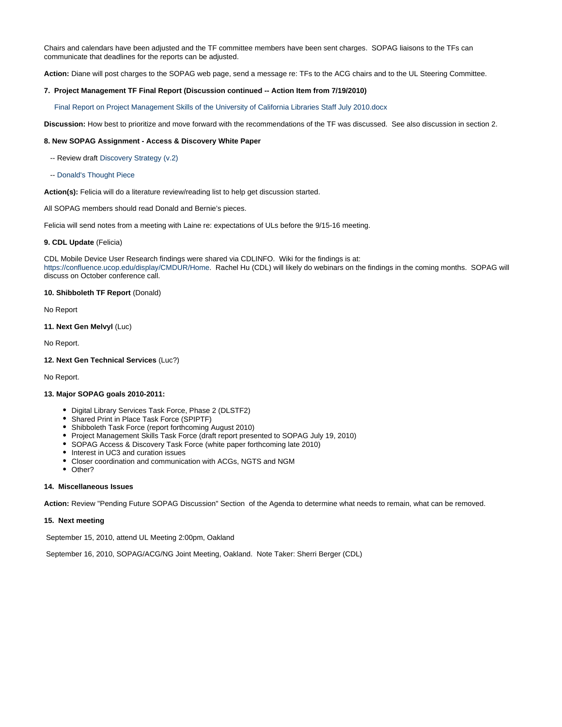Chairs and calendars have been adjusted and the TF committee members have been sent charges. SOPAG liaisons to the TFs can communicate that deadlines for the reports can be adjusted.

**Action:** Diane will post charges to the SOPAG web page, send a message re: TFs to the ACG chairs and to the UL Steering Committee.

**7. Project Management TF Final Report (Discussion continued -- Action Item from 7/19/2010)**

Final Report on Project Management Skills of the University of California Libraries Staff July 2010.docx

**Discussion:** How best to prioritize and move forward with the recommendations of the TF was discussed. See also discussion in section 2.

**8. New SOPAG Assignment - Access & Discovery White Paper**

-- Review draft Discovery Strategy (v.2)

-- Donald's Thought Piece

**Action(s):** Felicia will do a literature review/reading list to help get discussion started.

All SOPAG members should read Donald and Bernie's pieces.

Felicia will send notes from a meeting with Laine re: expectations of ULs before the 9/15-16 meeting.

**9. CDL Update** (Felicia)

CDL Mobile Device User Research findings were shared via CDLINFO. Wiki for the findings is at: https://confluence.ucop.edu/display/CMDUR/Home. Rachel Hu (CDL) will likely do webinars on the findings in the coming months. SOPAG will discuss on October conference call.

**10. Shibboleth TF Report** (Donald)

No Report

**11. Next Gen Melvyl** (Luc)

No Report.

**12. Next Gen Technical Services** (Luc?)

No Report.

**13. Major SOPAG goals 2010-2011:**

- Digital Library Services Task Force, Phase 2 (DLSTF2)
- Shared Print in Place Task Force (SPIPTF)
- Shibboleth Task Force (report forthcoming August 2010)
- Project Management Skills Task Force (draft report presented to SOPAG July 19, 2010)
- SOPAG Access & Discovery Task Force (white paper forthcoming late 2010)
- Interest in UC3 and curation issues
- Closer coordination and communication with ACGs, NGTS and NGM
- Other?

**14. Miscellaneous Issues**

**Action:** Review "Pending Future SOPAG Discussion" Section of the Agenda to determine what needs to remain, what can be removed.

**15. Next meeting**

September 15, 2010, attend UL Meeting 2:00pm, Oakland

September 16, 2010, SOPAG/ACG/NG Joint Meeting, Oakland. Note Taker: Sherri Berger (CDL)